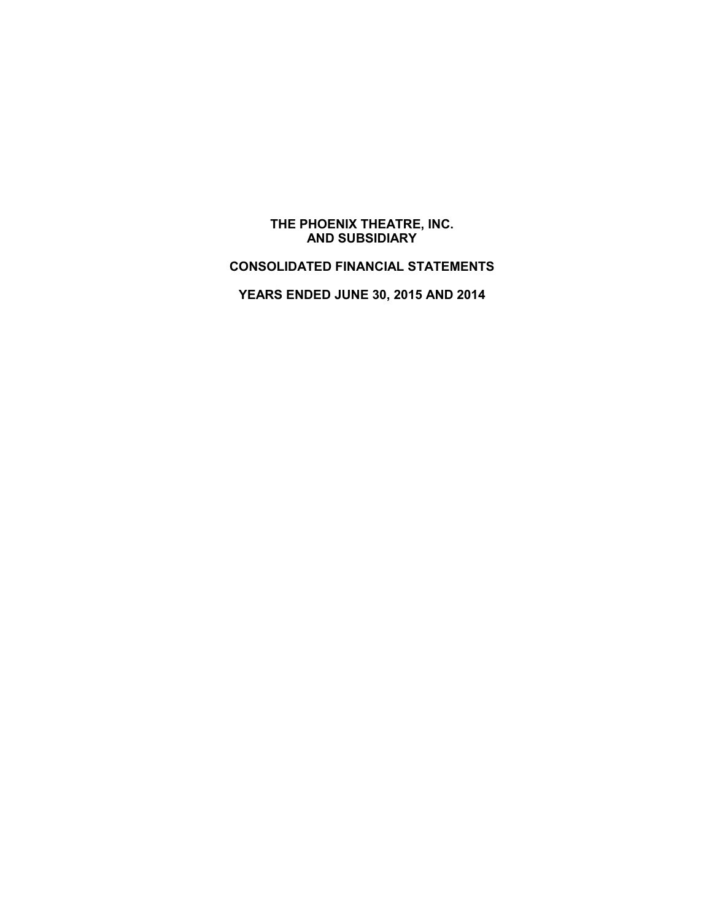# THE PHOENIX THEATRE, INC.
# AND SUBSIDIARY

## CONSOLIDATED FINANCIAL STATEMENTS

## YEARS ENDED JUNE 30, 2015 AND 2014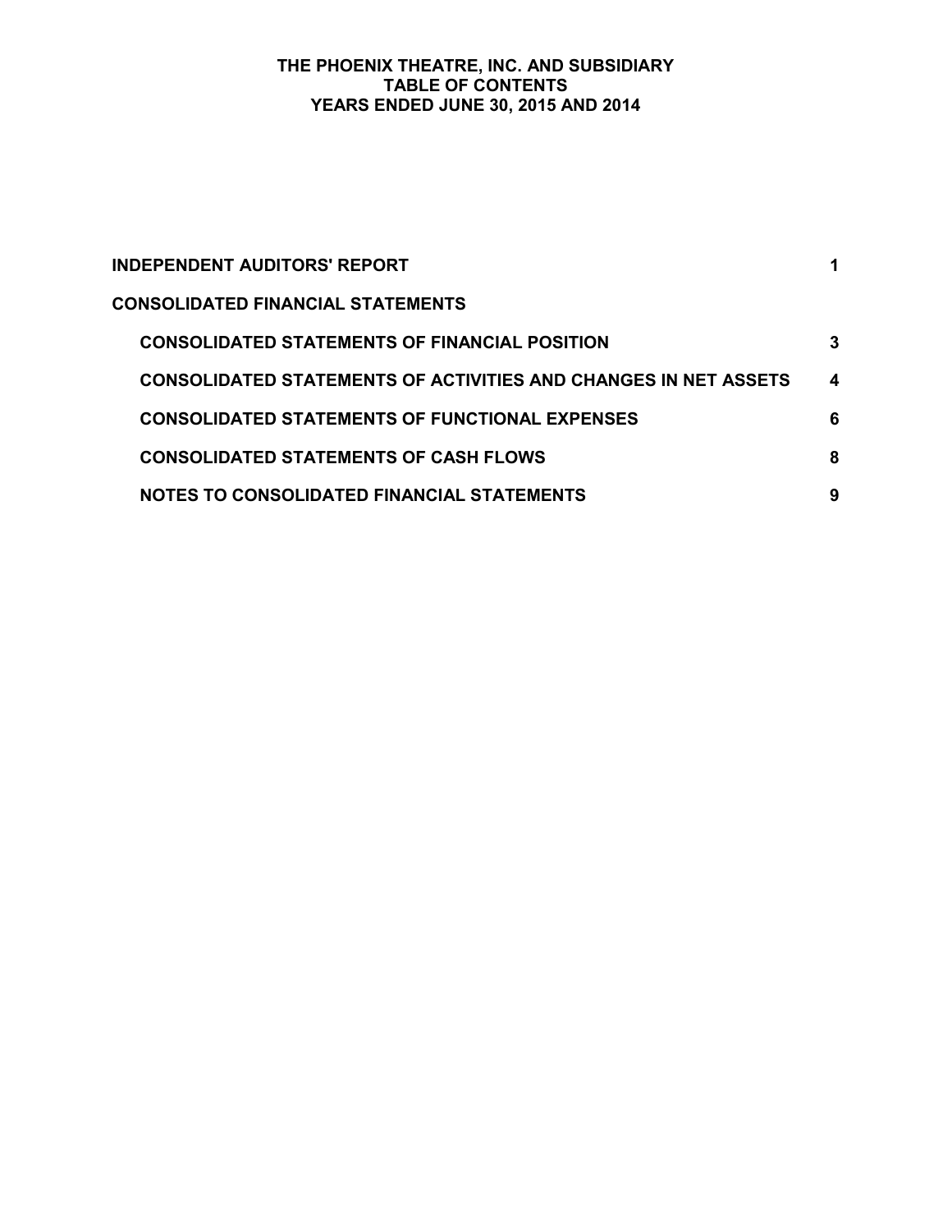# THE PHOENIX THEATRE, INC. AND SUBSIDIARY
## TABLE OF CONTENTS
## YEARS ENDED JUNE 30, 2015 AND 2014

| | |
|---|---|
| **INDEPENDENT AUDITORS' REPORT** | **1** |
| **CONSOLIDATED FINANCIAL STATEMENTS** | |
| **CONSOLIDATED STATEMENTS OF FINANCIAL POSITION** | **3** |
| **CONSOLIDATED STATEMENTS OF ACTIVITIES AND CHANGES IN NET ASSETS** | **4** |
| **CONSOLIDATED STATEMENTS OF FUNCTIONAL EXPENSES** | **6** |
| **CONSOLIDATED STATEMENTS OF CASH FLOWS** | **8** |
| **NOTES TO CONSOLIDATED FINANCIAL STATEMENTS** | **9** |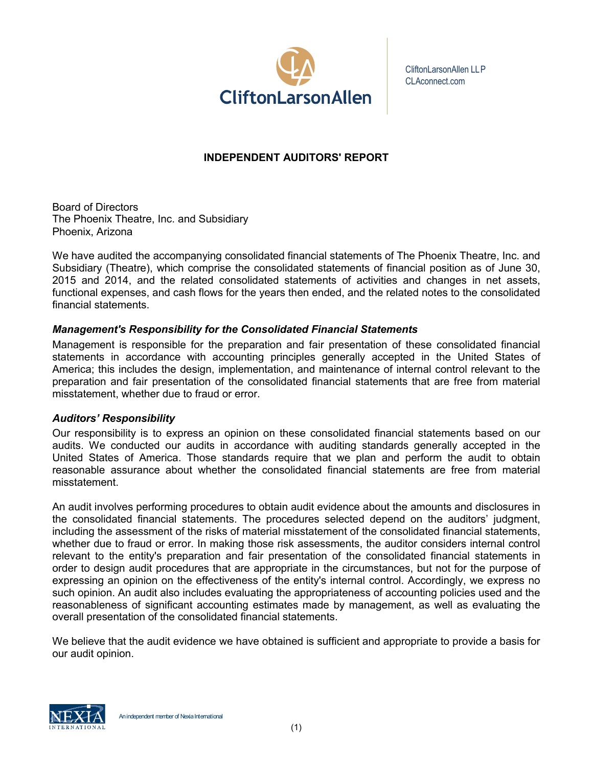CliftonLarsonAllen

CliftonLarsonAllen LLP
CLAconnect.com

## INDEPENDENT AUDITORS' REPORT

Board of Directors
The Phoenix Theatre, Inc. and Subsidiary
Phoenix, Arizona

We have audited the accompanying consolidated financial statements of The Phoenix Theatre, Inc. and Subsidiary (Theatre), which comprise the consolidated statements of financial position as of June 30, 2015 and 2014, and the related consolidated statements of activities and changes in net assets, functional expenses, and cash flows for the years then ended, and the related notes to the consolidated financial statements.

### *Management's Responsibility for the Consolidated Financial Statements*

Management is responsible for the preparation and fair presentation of these consolidated financial statements in accordance with accounting principles generally accepted in the United States of America; this includes the design, implementation, and maintenance of internal control relevant to the preparation and fair presentation of the consolidated financial statements that are free from material misstatement, whether due to fraud or error.

### *Auditors' Responsibility*

Our responsibility is to express an opinion on these consolidated financial statements based on our audits. We conducted our audits in accordance with auditing standards generally accepted in the United States of America. Those standards require that we plan and perform the audit to obtain reasonable assurance about whether the consolidated financial statements are free from material misstatement.

An audit involves performing procedures to obtain audit evidence about the amounts and disclosures in the consolidated financial statements. The procedures selected depend on the auditors' judgment, including the assessment of the risks of material misstatement of the consolidated financial statements, whether due to fraud or error. In making those risk assessments, the auditor considers internal control relevant to the entity's preparation and fair presentation of the consolidated financial statements in order to design audit procedures that are appropriate in the circumstances, but not for the purpose of expressing an opinion on the effectiveness of the entity's internal control. Accordingly, we express no such opinion. An audit also includes evaluating the appropriateness of accounting policies used and the reasonableness of significant accounting estimates made by management, as well as evaluating the overall presentation of the consolidated financial statements.

We believe that the audit evidence we have obtained is sufficient and appropriate to provide a basis for our audit opinion.

An independent member of Nexia International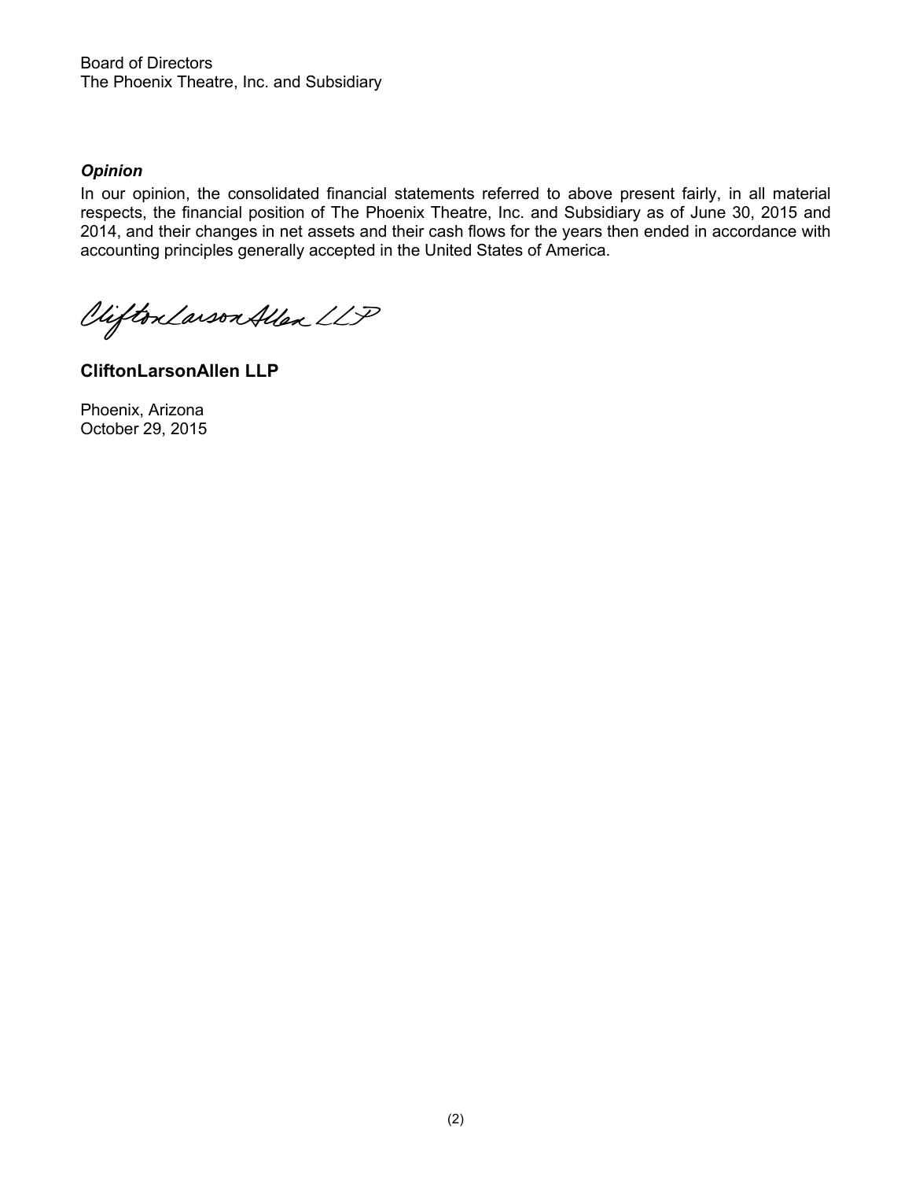Board of Directors
The Phoenix Theatre, Inc. and Subsidiary

***Opinion***

In our opinion, the consolidated financial statements referred to above present fairly, in all material respects, the financial position of The Phoenix Theatre, Inc. and Subsidiary as of June 30, 2015 and 2014, and their changes in net assets and their cash flows for the years then ended in accordance with accounting principles generally accepted in the United States of America.

CliftonLarsonAllen LLP

**CliftonLarsonAllen LLP**

Phoenix, Arizona
October 29, 2015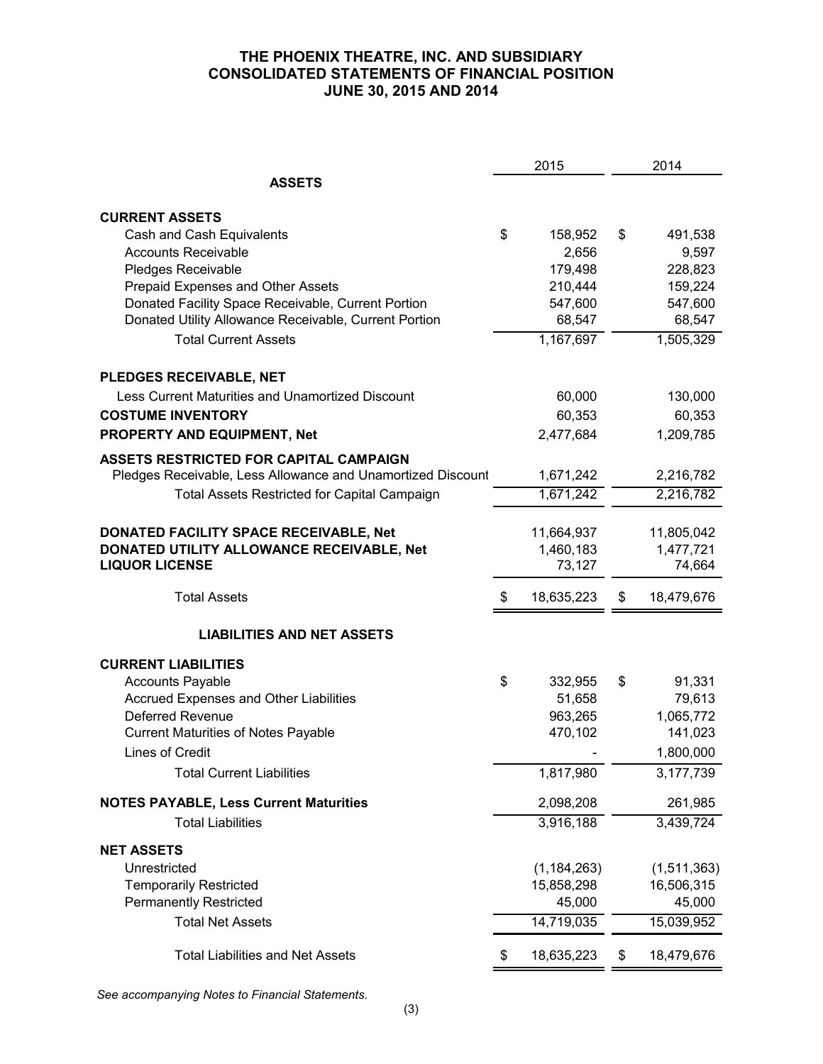# THE PHOENIX THEATRE, INC. AND SUBSIDIARY
# CONSOLIDATED STATEMENTS OF FINANCIAL POSITION
# JUNE 30, 2015 AND 2014

| | 2015 | 2014 |
|---|---|---|
| **ASSETS** | | |
| **CURRENT ASSETS** | | |
| Cash and Cash Equivalents | $ 158,952 | $ 491,538 |
| Accounts Receivable | 2,656 | 9,597 |
| Pledges Receivable | 179,498 | 228,823 |
| Prepaid Expenses and Other Assets | 210,444 | 159,224 |
| Donated Facility Space Receivable, Current Portion | 547,600 | 547,600 |
| Donated Utility Allowance Receivable, Current Portion | 68,547 | 68,547 |
| Total Current Assets | 1,167,697 | 1,505,329 |
| **PLEDGES RECEIVABLE, NET** | | |
| Less Current Maturities and Unamortized Discount | 60,000 | 130,000 |
| **COSTUME INVENTORY** | 60,353 | 60,353 |
| **PROPERTY AND EQUIPMENT, Net** | 2,477,684 | 1,209,785 |
| **ASSETS RESTRICTED FOR CAPITAL CAMPAIGN** | | |
| Pledges Receivable, Less Allowance and Unamortized Discount | 1,671,242 | 2,216,782 |
| Total Assets Restricted for Capital Campaign | 1,671,242 | 2,216,782 |
| **DONATED FACILITY SPACE RECEIVABLE, Net** | 11,664,937 | 11,805,042 |
| **DONATED UTILITY ALLOWANCE RECEIVABLE, Net** | 1,460,183 | 1,477,721 |
| **LIQUOR LICENSE** | 73,127 | 74,664 |
| Total Assets | $ 18,635,223 | $ 18,479,676 |
| **LIABILITIES AND NET ASSETS** | | |
| **CURRENT LIABILITIES** | | |
| Accounts Payable | $ 332,955 | $ 91,331 |
| Accrued Expenses and Other Liabilities | 51,658 | 79,613 |
| Deferred Revenue | 963,265 | 1,065,772 |
| Current Maturities of Notes Payable | 470,102 | 141,023 |
| Lines of Credit | - | 1,800,000 |
| Total Current Liabilities | 1,817,980 | 3,177,739 |
| **NOTES PAYABLE, Less Current Maturities** | 2,098,208 | 261,985 |
| Total Liabilities | 3,916,188 | 3,439,724 |
| **NET ASSETS** | | |
| Unrestricted | (1,184,263) | (1,511,363) |
| Temporarily Restricted | 15,858,298 | 16,506,315 |
| Permanently Restricted | 45,000 | 45,000 |
| Total Net Assets | 14,719,035 | 15,039,952 |
| Total Liabilities and Net Assets | $ 18,635,223 | $ 18,479,676 |

*See accompanying Notes to Financial Statements.*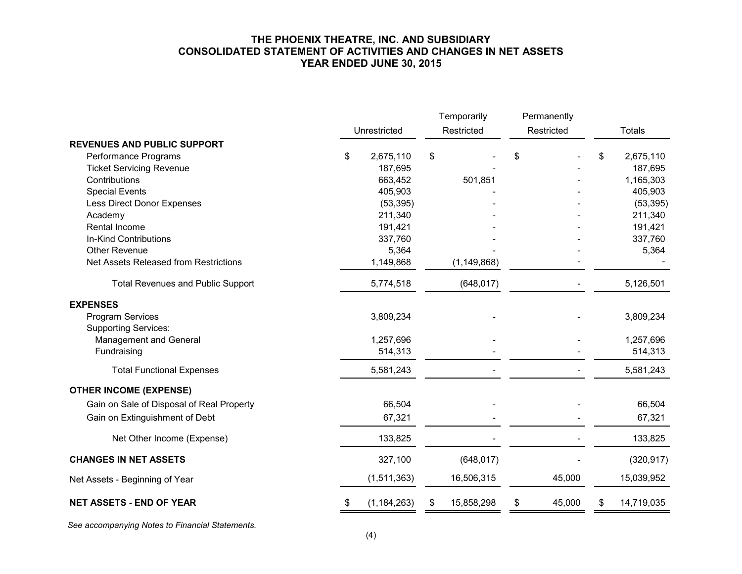# THE PHOENIX THEATRE, INC. AND SUBSIDIARY
# CONSOLIDATED STATEMENT OF ACTIVITIES AND CHANGES IN NET ASSETS
# YEAR ENDED JUNE 30, 2015

| | Unrestricted | Temporarily Restricted | Permanently Restricted | Totals |
|---|---|---|---|---|
| **REVENUES AND PUBLIC SUPPORT** | | | | |
| Performance Programs | $ 2,675,110 | $ - | $ - | $ 2,675,110 |
| Ticket Servicing Revenue | 187,695 | - | - | 187,695 |
| Contributions | 663,452 | 501,851 | - | 1,165,303 |
| Special Events | 405,903 | - | - | 405,903 |
| Less Direct Donor Expenses | (53,395) | - | - | (53,395) |
| Academy | 211,340 | - | - | 211,340 |
| Rental Income | 191,421 | - | - | 191,421 |
| In-Kind Contributions | 337,760 | - | - | 337,760 |
| Other Revenue | 5,364 | - | - | 5,364 |
| Net Assets Released from Restrictions | 1,149,868 | (1,149,868) | - | - |
| Total Revenues and Public Support | 5,774,518 | (648,017) | - | 5,126,501 |
| **EXPENSES** | | | | |
| Program Services | 3,809,234 | - | - | 3,809,234 |
| Supporting Services: | | | | |
| Management and General | 1,257,696 | - | - | 1,257,696 |
| Fundraising | 514,313 | - | - | 514,313 |
| Total Functional Expenses | 5,581,243 | - | - | 5,581,243 |
| **OTHER INCOME (EXPENSE)** | | | | |
| Gain on Sale of Disposal of Real Property | 66,504 | - | - | 66,504 |
| Gain on Extinguishment of Debt | 67,321 | - | - | 67,321 |
| Net Other Income (Expense) | 133,825 | - | - | 133,825 |
| **CHANGES IN NET ASSETS** | 327,100 | (648,017) | - | (320,917) |
| Net Assets - Beginning of Year | (1,511,363) | 16,506,315 | 45,000 | 15,039,952 |
| **NET ASSETS - END OF YEAR** | $ (1,184,263) | $ 15,858,298 | $ 45,000 | $ 14,719,035 |

*See accompanying Notes to Financial Statements.*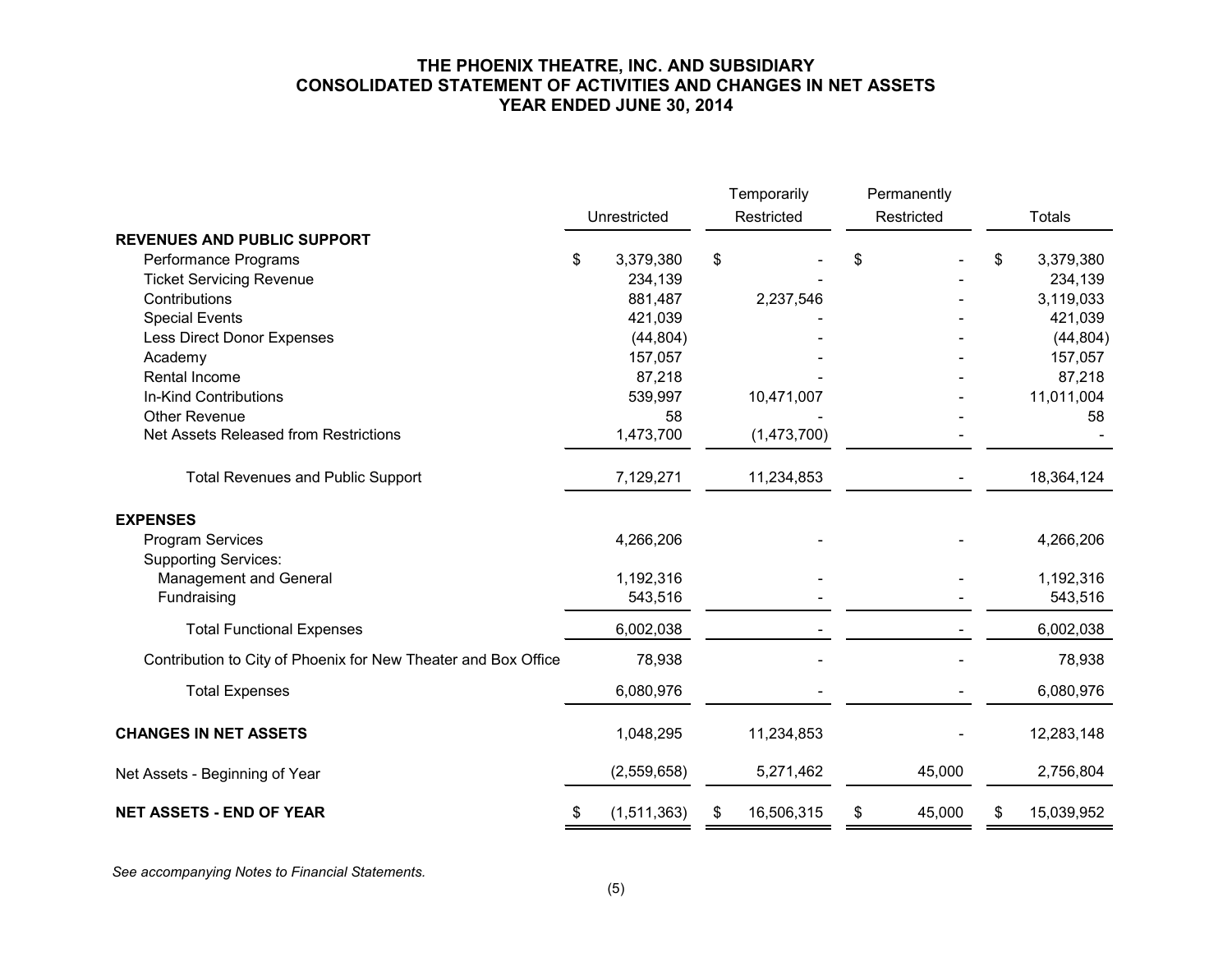# THE PHOENIX THEATRE, INC. AND SUBSIDIARY
## CONSOLIDATED STATEMENT OF ACTIVITIES AND CHANGES IN NET ASSETS
### YEAR ENDED JUNE 30, 2014

| | Unrestricted | Temporarily Restricted | Permanently Restricted | Totals |
|---|---|---|---|---|
| **REVENUES AND PUBLIC SUPPORT** | | | | |
| Performance Programs | $ 3,379,380 | $ - | $ - | $ 3,379,380 |
| Ticket Servicing Revenue | 234,139 | - | - | 234,139 |
| Contributions | 881,487 | 2,237,546 | - | 3,119,033 |
| Special Events | 421,039 | - | - | 421,039 |
| Less Direct Donor Expenses | (44,804) | - | - | (44,804) |
| Academy | 157,057 | - | - | 157,057 |
| Rental Income | 87,218 | - | - | 87,218 |
| In-Kind Contributions | 539,997 | 10,471,007 | - | 11,011,004 |
| Other Revenue | 58 | - | - | 58 |
| Net Assets Released from Restrictions | 1,473,700 | (1,473,700) | - | - |
| Total Revenues and Public Support | 7,129,271 | 11,234,853 | - | 18,364,124 |
| **EXPENSES** | | | | |
| Program Services | 4,266,206 | - | - | 4,266,206 |
| Supporting Services: | | | | |
| Management and General | 1,192,316 | - | - | 1,192,316 |
| Fundraising | 543,516 | - | - | 543,516 |
| Total Functional Expenses | 6,002,038 | - | - | 6,002,038 |
| Contribution to City of Phoenix for New Theater and Box Office | 78,938 | - | - | 78,938 |
| Total Expenses | 6,080,976 | - | - | 6,080,976 |
| **CHANGES IN NET ASSETS** | 1,048,295 | 11,234,853 | - | 12,283,148 |
| Net Assets - Beginning of Year | (2,559,658) | 5,271,462 | 45,000 | 2,756,804 |
| **NET ASSETS - END OF YEAR** | $ (1,511,363) | $ 16,506,315 | $ 45,000 | $ 15,039,952 |

*See accompanying Notes to Financial Statements.*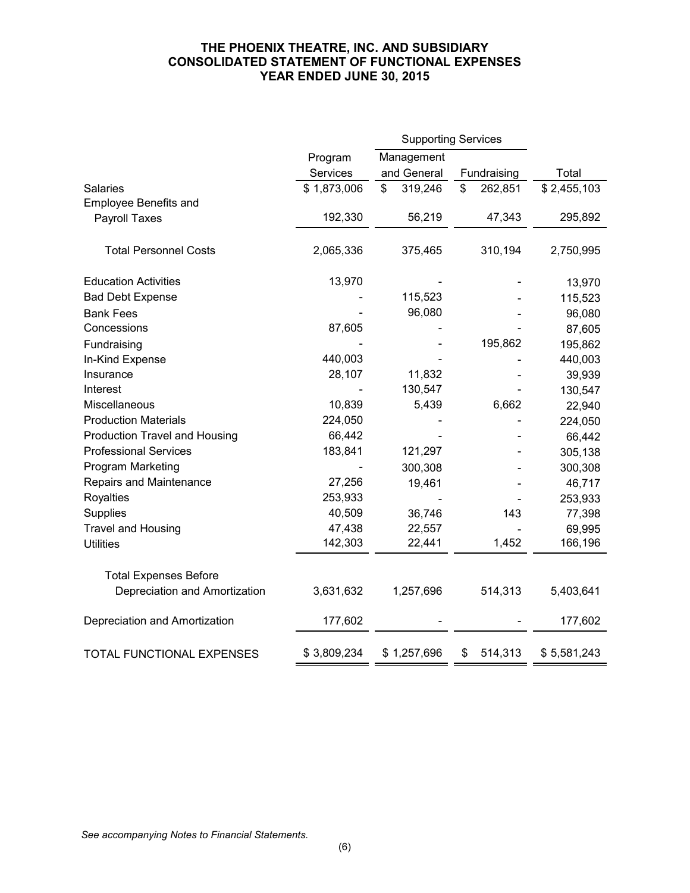# THE PHOENIX THEATRE, INC. AND SUBSIDIARY
## CONSOLIDATED STATEMENT OF FUNCTIONAL EXPENSES
### YEAR ENDED JUNE 30, 2015

| | Program Services | Supporting Services | | Total |
|---|---|---|---|---|
| | | Management and General | Fundraising | |
| Salaries | $ 1,873,006 | $ 319,246 | $ 262,851 | $ 2,455,103 |
| Employee Benefits and Payroll Taxes | 192,330 | 56,219 | 47,343 | 295,892 |
| Total Personnel Costs | 2,065,336 | 375,465 | 310,194 | 2,750,995 |
| Education Activities | 13,970 | - | - | 13,970 |
| Bad Debt Expense | - | 115,523 | - | 115,523 |
| Bank Fees | - | 96,080 | - | 96,080 |
| Concessions | 87,605 | - | - | 87,605 |
| Fundraising | - | - | 195,862 | 195,862 |
| In-Kind Expense | 440,003 | - | - | 440,003 |
| Insurance | 28,107 | 11,832 | - | 39,939 |
| Interest | - | 130,547 | - | 130,547 |
| Miscellaneous | 10,839 | 5,439 | 6,662 | 22,940 |
| Production Materials | 224,050 | - | - | 224,050 |
| Production Travel and Housing | 66,442 | - | - | 66,442 |
| Professional Services | 183,841 | 121,297 | - | 305,138 |
| Program Marketing | - | 300,308 | - | 300,308 |
| Repairs and Maintenance | 27,256 | 19,461 | - | 46,717 |
| Royalties | 253,933 | - | - | 253,933 |
| Supplies | 40,509 | 36,746 | 143 | 77,398 |
| Travel and Housing | 47,438 | 22,557 | - | 69,995 |
| Utilities | 142,303 | 22,441 | 1,452 | 166,196 |
| Total Expenses Before Depreciation and Amortization | 3,631,632 | 1,257,696 | 514,313 | 5,403,641 |
| Depreciation and Amortization | 177,602 | - | - | 177,602 |
| TOTAL FUNCTIONAL EXPENSES | $ 3,809,234 | $ 1,257,696 | $ 514,313 | $ 5,581,243 |

*See accompanying Notes to Financial Statements.*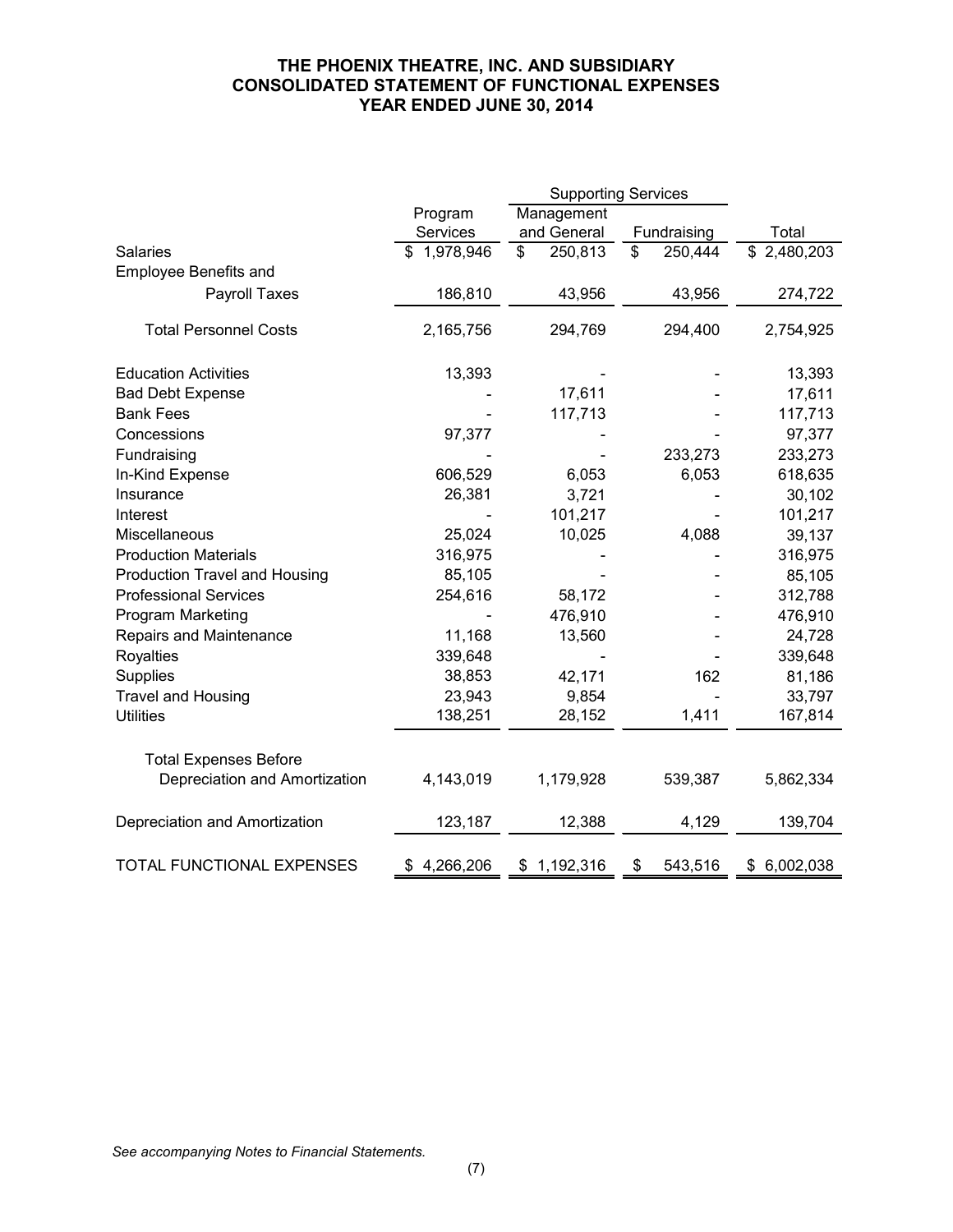# THE PHOENIX THEATRE, INC. AND SUBSIDIARY
## CONSOLIDATED STATEMENT OF FUNCTIONAL EXPENSES
### YEAR ENDED JUNE 30, 2014

| | Program Services | Supporting Services | | Total |
|---|---|---|---|---|
| | | Management and General | Fundraising | |
| Salaries | $ 1,978,946 | $ 250,813 | $ 250,444 | $ 2,480,203 |
| Employee Benefits and Payroll Taxes | 186,810 | 43,956 | 43,956 | 274,722 |
| Total Personnel Costs | 2,165,756 | 294,769 | 294,400 | 2,754,925 |
| Education Activities | 13,393 | - | - | 13,393 |
| Bad Debt Expense | - | 17,611 | - | 17,611 |
| Bank Fees | - | 117,713 | - | 117,713 |
| Concessions | 97,377 | - | - | 97,377 |
| Fundraising | - | - | 233,273 | 233,273 |
| In-Kind Expense | 606,529 | 6,053 | 6,053 | 618,635 |
| Insurance | 26,381 | 3,721 | - | 30,102 |
| Interest | - | 101,217 | - | 101,217 |
| Miscellaneous | 25,024 | 10,025 | 4,088 | 39,137 |
| Production Materials | 316,975 | - | - | 316,975 |
| Production Travel and Housing | 85,105 | - | - | 85,105 |
| Professional Services | 254,616 | 58,172 | - | 312,788 |
| Program Marketing | - | 476,910 | - | 476,910 |
| Repairs and Maintenance | 11,168 | 13,560 | - | 24,728 |
| Royalties | 339,648 | - | - | 339,648 |
| Supplies | 38,853 | 42,171 | 162 | 81,186 |
| Travel and Housing | 23,943 | 9,854 | - | 33,797 |
| Utilities | 138,251 | 28,152 | 1,411 | 167,814 |
| Total Expenses Before Depreciation and Amortization | 4,143,019 | 1,179,928 | 539,387 | 5,862,334 |
| Depreciation and Amortization | 123,187 | 12,388 | 4,129 | 139,704 |
| TOTAL FUNCTIONAL EXPENSES | $ 4,266,206 | $ 1,192,316 | $ 543,516 | $ 6,002,038 |

*See accompanying Notes to Financial Statements.*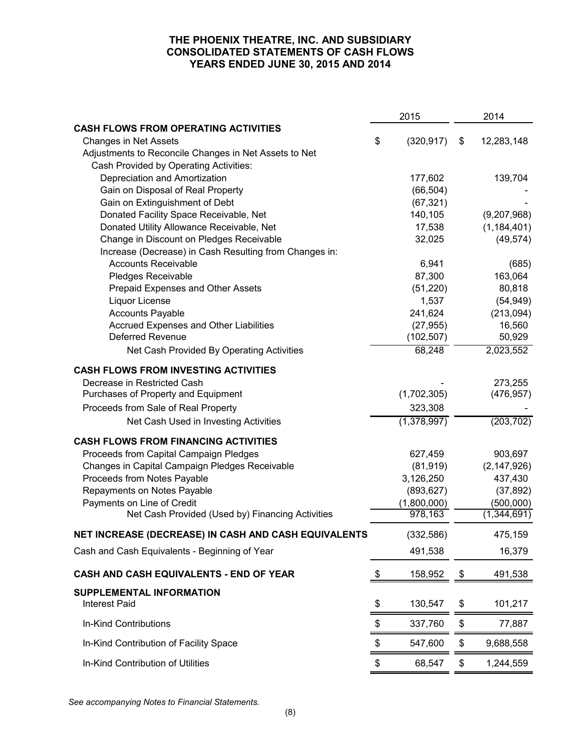# THE PHOENIX THEATRE, INC. AND SUBSIDIARY
# CONSOLIDATED STATEMENTS OF CASH FLOWS
# YEARS ENDED JUNE 30, 2015 AND 2014

| | 2015 | 2014 |
|---|---|---|
| **CASH FLOWS FROM OPERATING ACTIVITIES** | | |
| Changes in Net Assets | $ (320,917) | $ 12,283,148 |
| Adjustments to Reconcile Changes in Net Assets to Net Cash Provided by Operating Activities: | | |
| Depreciation and Amortization | 177,602 | 139,704 |
| Gain on Disposal of Real Property | (66,504) | - |
| Gain on Extinguishment of Debt | (67,321) | - |
| Donated Facility Space Receivable, Net | 140,105 | (9,207,968) |
| Donated Utility Allowance Receivable, Net | 17,538 | (1,184,401) |
| Change in Discount on Pledges Receivable | 32,025 | (49,574) |
| Increase (Decrease) in Cash Resulting from Changes in: | | |
| Accounts Receivable | 6,941 | (685) |
| Pledges Receivable | 87,300 | 163,064 |
| Prepaid Expenses and Other Assets | (51,220) | 80,818 |
| Liquor License | 1,537 | (54,949) |
| Accounts Payable | 241,624 | (213,094) |
| Accrued Expenses and Other Liabilities | (27,955) | 16,560 |
| Deferred Revenue | (102,507) | 50,929 |
| Net Cash Provided By Operating Activities | 68,248 | 2,023,552 |
| **CASH FLOWS FROM INVESTING ACTIVITIES** | | |
| Decrease in Restricted Cash | - | 273,255 |
| Purchases of Property and Equipment | (1,702,305) | (476,957) |
| Proceeds from Sale of Real Property | 323,308 | - |
| Net Cash Used in Investing Activities | (1,378,997) | (203,702) |
| **CASH FLOWS FROM FINANCING ACTIVITIES** | | |
| Proceeds from Capital Campaign Pledges | 627,459 | 903,697 |
| Changes in Capital Campaign Pledges Receivable | (81,919) | (2,147,926) |
| Proceeds from Notes Payable | 3,126,250 | 437,430 |
| Repayments on Notes Payable | (893,627) | (37,892) |
| Payments on Line of Credit | (1,800,000) | (500,000) |
| Net Cash Provided (Used by) Financing Activities | 978,163 | (1,344,691) |
| **NET INCREASE (DECREASE) IN CASH AND CASH EQUIVALENTS** | (332,586) | 475,159 |
| Cash and Cash Equivalents - Beginning of Year | 491,538 | 16,379 |
| **CASH AND CASH EQUIVALENTS - END OF YEAR** | $ 158,952 | $ 491,538 |
| **SUPPLEMENTAL INFORMATION** | | |
| Interest Paid | $ 130,547 | $ 101,217 |
| In-Kind Contributions | $ 337,760 | $ 77,887 |
| In-Kind Contribution of Facility Space | $ 547,600 | $ 9,688,558 |
| In-Kind Contribution of Utilities | $ 68,547 | $ 1,244,559 |

*See accompanying Notes to Financial Statements.*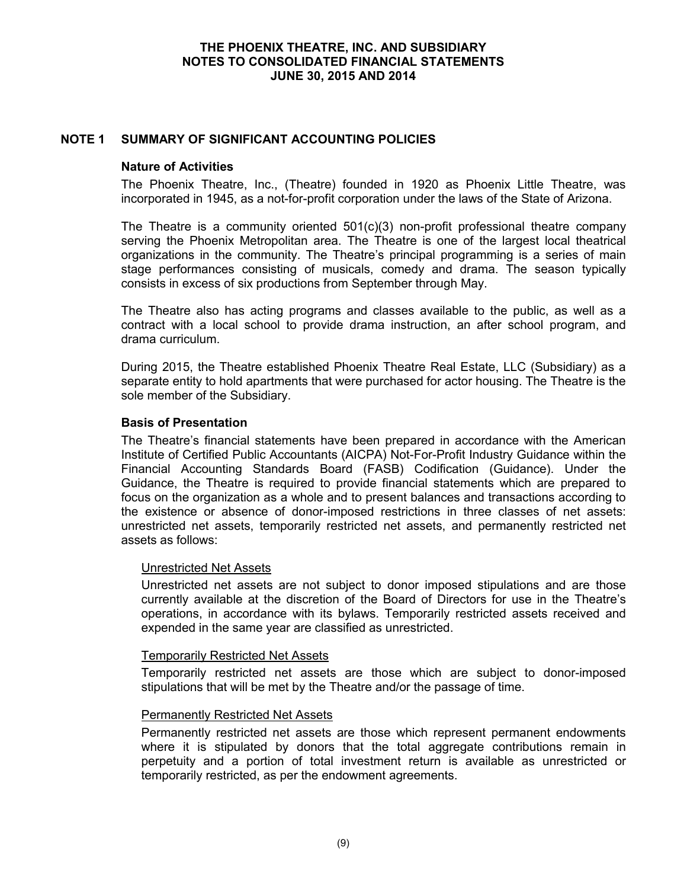# THE PHOENIX THEATRE, INC. AND SUBSIDIARY
## NOTES TO CONSOLIDATED FINANCIAL STATEMENTS
## JUNE 30, 2015 AND 2014

## NOTE 1 SUMMARY OF SIGNIFICANT ACCOUNTING POLICIES

### Nature of Activities

The Phoenix Theatre, Inc., (Theatre) founded in 1920 as Phoenix Little Theatre, was incorporated in 1945, as a not-for-profit corporation under the laws of the State of Arizona.

The Theatre is a community oriented 501(c)(3) non-profit professional theatre company serving the Phoenix Metropolitan area. The Theatre is one of the largest local theatrical organizations in the community. The Theatre's principal programming is a series of main stage performances consisting of musicals, comedy and drama. The season typically consists in excess of six productions from September through May.

The Theatre also has acting programs and classes available to the public, as well as a contract with a local school to provide drama instruction, an after school program, and drama curriculum.

During 2015, the Theatre established Phoenix Theatre Real Estate, LLC (Subsidiary) as a separate entity to hold apartments that were purchased for actor housing. The Theatre is the sole member of the Subsidiary.

### Basis of Presentation

The Theatre's financial statements have been prepared in accordance with the American Institute of Certified Public Accountants (AICPA) Not-For-Profit Industry Guidance within the Financial Accounting Standards Board (FASB) Codification (Guidance). Under the Guidance, the Theatre is required to provide financial statements which are prepared to focus on the organization as a whole and to present balances and transactions according to the existence or absence of donor-imposed restrictions in three classes of net assets: unrestricted net assets, temporarily restricted net assets, and permanently restricted net assets as follows:

#### Unrestricted Net Assets

Unrestricted net assets are not subject to donor imposed stipulations and are those currently available at the discretion of the Board of Directors for use in the Theatre's operations, in accordance with its bylaws. Temporarily restricted assets received and expended in the same year are classified as unrestricted.

#### Temporarily Restricted Net Assets

Temporarily restricted net assets are those which are subject to donor-imposed stipulations that will be met by the Theatre and/or the passage of time.

#### Permanently Restricted Net Assets

Permanently restricted net assets are those which represent permanent endowments where it is stipulated by donors that the total aggregate contributions remain in perpetuity and a portion of total investment return is available as unrestricted or temporarily restricted, as per the endowment agreements.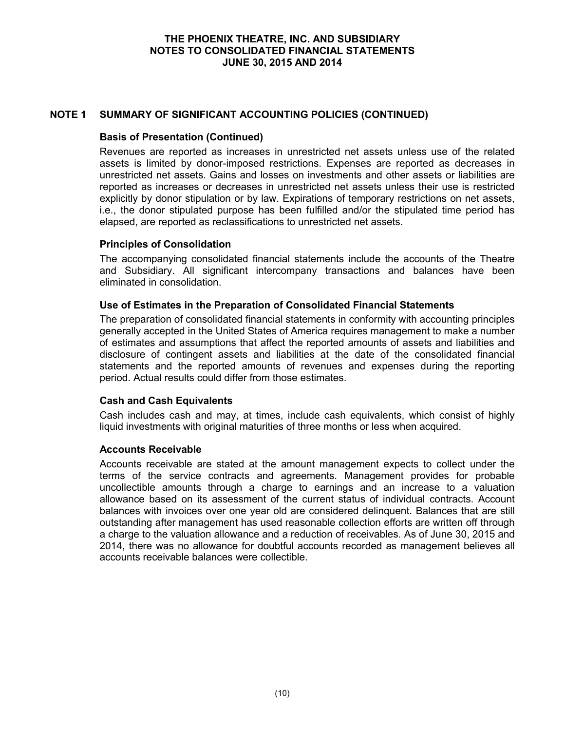## NOTE 1 SUMMARY OF SIGNIFICANT ACCOUNTING POLICIES (CONTINUED)

### Basis of Presentation (Continued)

Revenues are reported as increases in unrestricted net assets unless use of the related assets is limited by donor-imposed restrictions. Expenses are reported as decreases in unrestricted net assets. Gains and losses on investments and other assets or liabilities are reported as increases or decreases in unrestricted net assets unless their use is restricted explicitly by donor stipulation or by law. Expirations of temporary restrictions on net assets, i.e., the donor stipulated purpose has been fulfilled and/or the stipulated time period has elapsed, are reported as reclassifications to unrestricted net assets.

### Principles of Consolidation

The accompanying consolidated financial statements include the accounts of the Theatre and Subsidiary. All significant intercompany transactions and balances have been eliminated in consolidation.

### Use of Estimates in the Preparation of Consolidated Financial Statements

The preparation of consolidated financial statements in conformity with accounting principles generally accepted in the United States of America requires management to make a number of estimates and assumptions that affect the reported amounts of assets and liabilities and disclosure of contingent assets and liabilities at the date of the consolidated financial statements and the reported amounts of revenues and expenses during the reporting period. Actual results could differ from those estimates.

### Cash and Cash Equivalents

Cash includes cash and may, at times, include cash equivalents, which consist of highly liquid investments with original maturities of three months or less when acquired.

### Accounts Receivable

Accounts receivable are stated at the amount management expects to collect under the terms of the service contracts and agreements. Management provides for probable uncollectible amounts through a charge to earnings and an increase to a valuation allowance based on its assessment of the current status of individual contracts. Account balances with invoices over one year old are considered delinquent. Balances that are still outstanding after management has used reasonable collection efforts are written off through a charge to the valuation allowance and a reduction of receivables. As of June 30, 2015 and 2014, there was no allowance for doubtful accounts recorded as management believes all accounts receivable balances were collectible.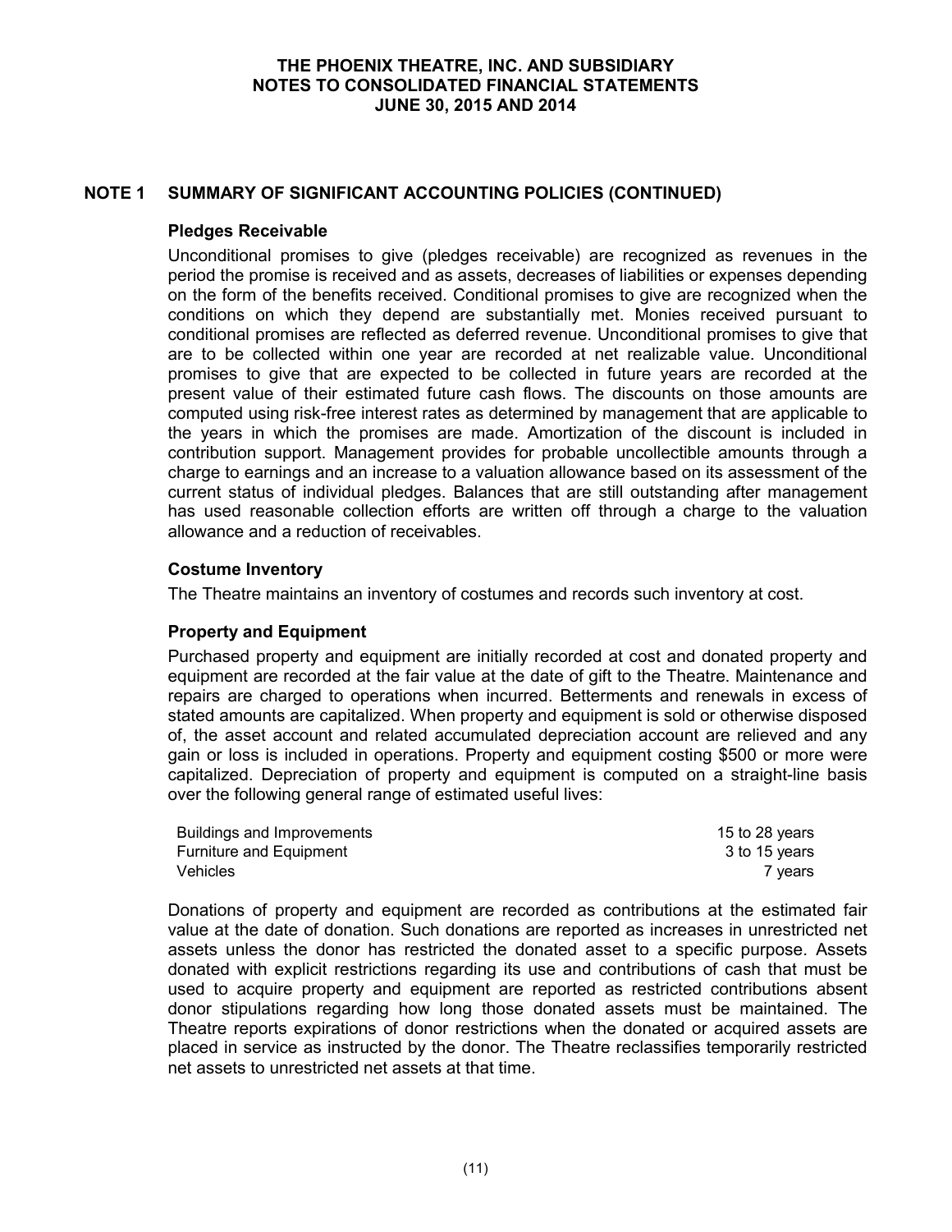## NOTE 1 SUMMARY OF SIGNIFICANT ACCOUNTING POLICIES (CONTINUED)

### Pledges Receivable

Unconditional promises to give (pledges receivable) are recognized as revenues in the period the promise is received and as assets, decreases of liabilities or expenses depending on the form of the benefits received. Conditional promises to give are recognized when the conditions on which they depend are substantially met. Monies received pursuant to conditional promises are reflected as deferred revenue. Unconditional promises to give that are to be collected within one year are recorded at net realizable value. Unconditional promises to give that are expected to be collected in future years are recorded at the present value of their estimated future cash flows. The discounts on those amounts are computed using risk-free interest rates as determined by management that are applicable to the years in which the promises are made. Amortization of the discount is included in contribution support. Management provides for probable uncollectible amounts through a charge to earnings and an increase to a valuation allowance based on its assessment of the current status of individual pledges. Balances that are still outstanding after management has used reasonable collection efforts are written off through a charge to the valuation allowance and a reduction of receivables.

### Costume Inventory

The Theatre maintains an inventory of costumes and records such inventory at cost.

### Property and Equipment

Purchased property and equipment are initially recorded at cost and donated property and equipment are recorded at the fair value at the date of gift to the Theatre. Maintenance and repairs are charged to operations when incurred. Betterments and renewals in excess of stated amounts are capitalized. When property and equipment is sold or otherwise disposed of, the asset account and related accumulated depreciation account are relieved and any gain or loss is included in operations. Property and equipment costing $500 or more were capitalized. Depreciation of property and equipment is computed on a straight-line basis over the following general range of estimated useful lives:

| | |
|---|---|
| Buildings and Improvements | 15 to 28 years |
| Furniture and Equipment | 3 to 15 years |
| Vehicles | 7 years |

Donations of property and equipment are recorded as contributions at the estimated fair value at the date of donation. Such donations are reported as increases in unrestricted net assets unless the donor has restricted the donated asset to a specific purpose. Assets donated with explicit restrictions regarding its use and contributions of cash that must be used to acquire property and equipment are reported as restricted contributions absent donor stipulations regarding how long those donated assets must be maintained. The Theatre reports expirations of donor restrictions when the donated or acquired assets are placed in service as instructed by the donor. The Theatre reclassifies temporarily restricted net assets to unrestricted net assets at that time.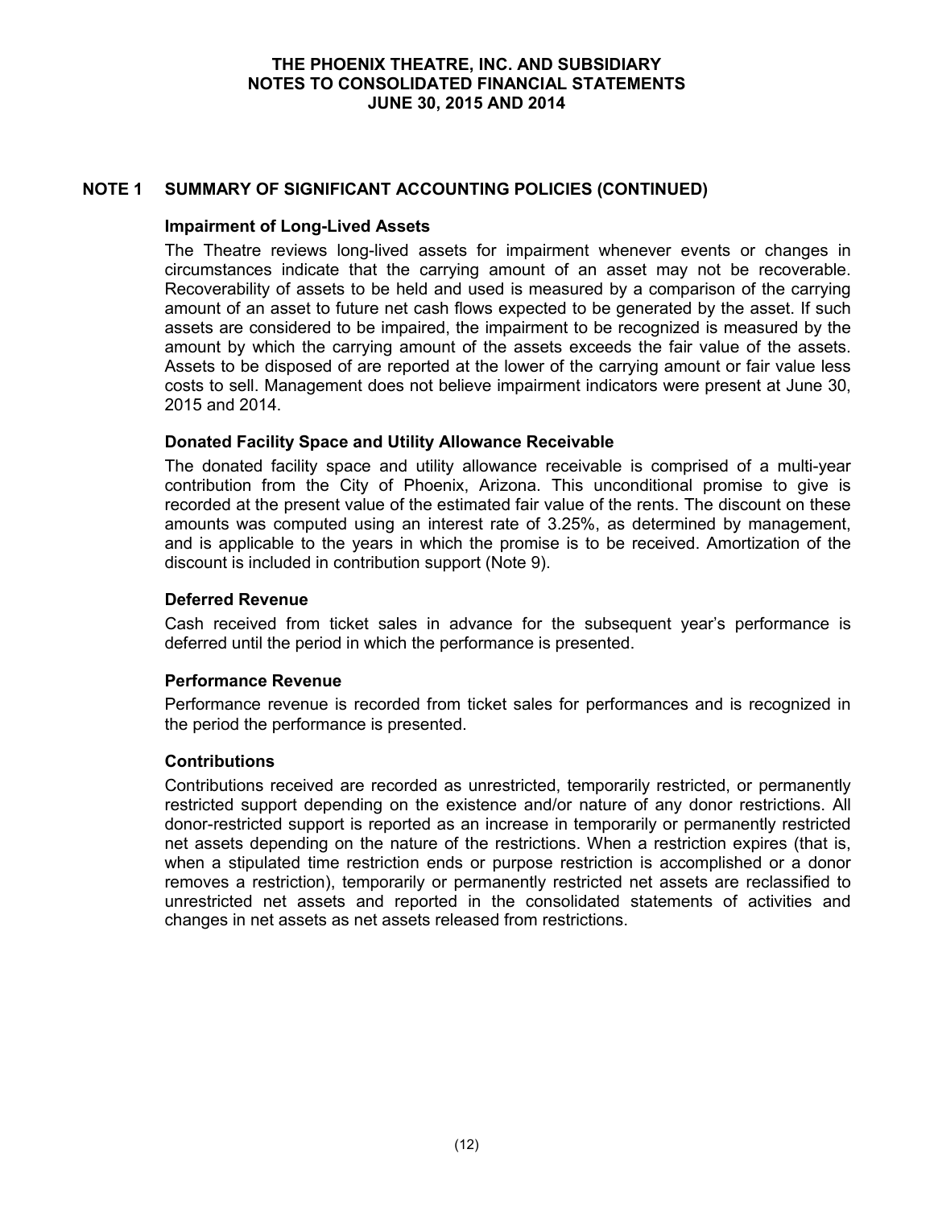## NOTE 1 SUMMARY OF SIGNIFICANT ACCOUNTING POLICIES (CONTINUED)

### Impairment of Long-Lived Assets

The Theatre reviews long-lived assets for impairment whenever events or changes in circumstances indicate that the carrying amount of an asset may not be recoverable. Recoverability of assets to be held and used is measured by a comparison of the carrying amount of an asset to future net cash flows expected to be generated by the asset. If such assets are considered to be impaired, the impairment to be recognized is measured by the amount by which the carrying amount of the assets exceeds the fair value of the assets. Assets to be disposed of are reported at the lower of the carrying amount or fair value less costs to sell. Management does not believe impairment indicators were present at June 30, 2015 and 2014.

### Donated Facility Space and Utility Allowance Receivable

The donated facility space and utility allowance receivable is comprised of a multi-year contribution from the City of Phoenix, Arizona. This unconditional promise to give is recorded at the present value of the estimated fair value of the rents. The discount on these amounts was computed using an interest rate of 3.25%, as determined by management, and is applicable to the years in which the promise is to be received. Amortization of the discount is included in contribution support (Note 9).

### Deferred Revenue

Cash received from ticket sales in advance for the subsequent year's performance is deferred until the period in which the performance is presented.

### Performance Revenue

Performance revenue is recorded from ticket sales for performances and is recognized in the period the performance is presented.

### Contributions

Contributions received are recorded as unrestricted, temporarily restricted, or permanently restricted support depending on the existence and/or nature of any donor restrictions. All donor-restricted support is reported as an increase in temporarily or permanently restricted net assets depending on the nature of the restrictions. When a restriction expires (that is, when a stipulated time restriction ends or purpose restriction is accomplished or a donor removes a restriction), temporarily or permanently restricted net assets are reclassified to unrestricted net assets and reported in the consolidated statements of activities and changes in net assets as net assets released from restrictions.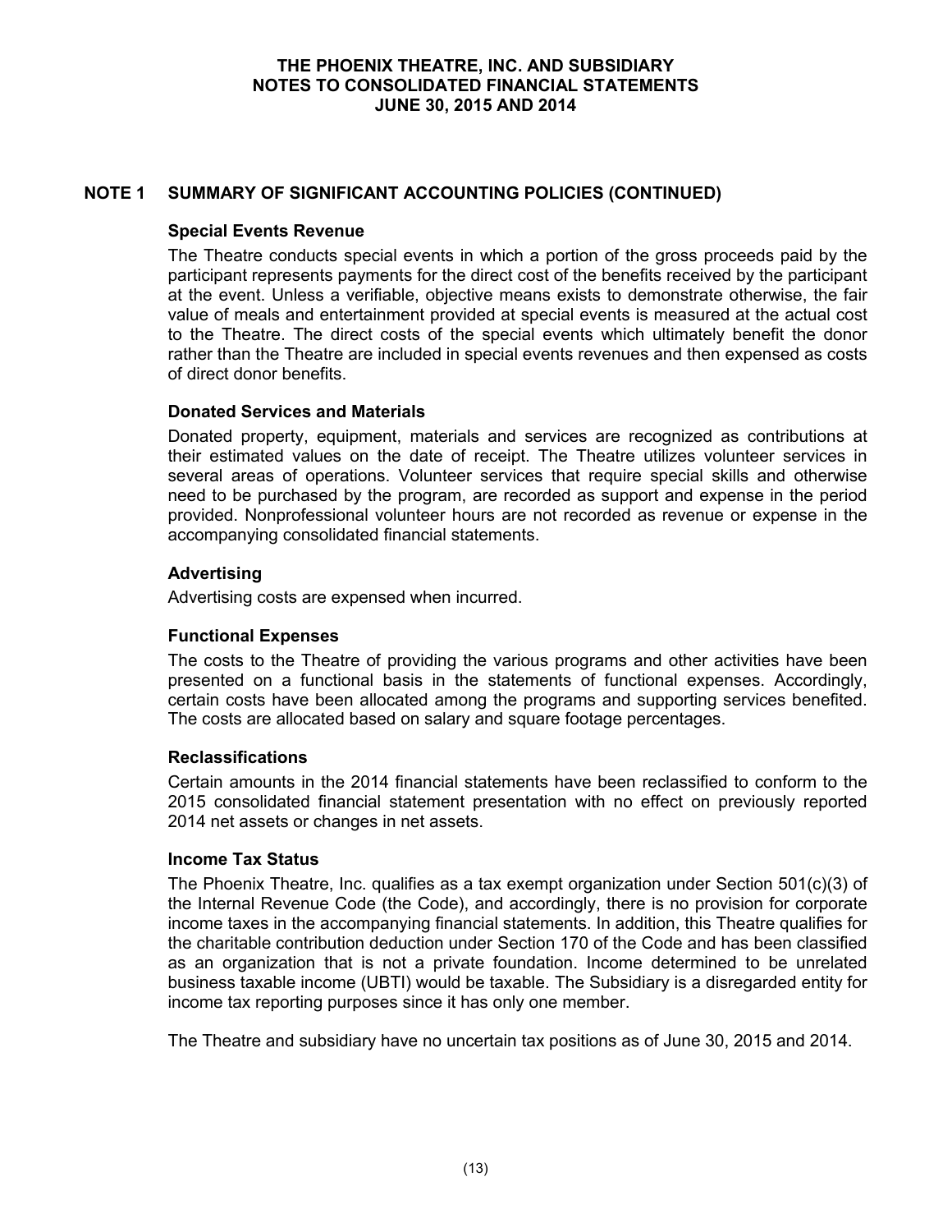## NOTE 1 SUMMARY OF SIGNIFICANT ACCOUNTING POLICIES (CONTINUED)

### Special Events Revenue

The Theatre conducts special events in which a portion of the gross proceeds paid by the participant represents payments for the direct cost of the benefits received by the participant at the event. Unless a verifiable, objective means exists to demonstrate otherwise, the fair value of meals and entertainment provided at special events is measured at the actual cost to the Theatre. The direct costs of the special events which ultimately benefit the donor rather than the Theatre are included in special events revenues and then expensed as costs of direct donor benefits.

### Donated Services and Materials

Donated property, equipment, materials and services are recognized as contributions at their estimated values on the date of receipt. The Theatre utilizes volunteer services in several areas of operations. Volunteer services that require special skills and otherwise need to be purchased by the program, are recorded as support and expense in the period provided. Nonprofessional volunteer hours are not recorded as revenue or expense in the accompanying consolidated financial statements.

### Advertising

Advertising costs are expensed when incurred.

### Functional Expenses

The costs to the Theatre of providing the various programs and other activities have been presented on a functional basis in the statements of functional expenses. Accordingly, certain costs have been allocated among the programs and supporting services benefited. The costs are allocated based on salary and square footage percentages.

### Reclassifications

Certain amounts in the 2014 financial statements have been reclassified to conform to the 2015 consolidated financial statement presentation with no effect on previously reported 2014 net assets or changes in net assets.

### Income Tax Status

The Phoenix Theatre, Inc. qualifies as a tax exempt organization under Section 501(c)(3) of the Internal Revenue Code (the Code), and accordingly, there is no provision for corporate income taxes in the accompanying financial statements. In addition, this Theatre qualifies for the charitable contribution deduction under Section 170 of the Code and has been classified as an organization that is not a private foundation. Income determined to be unrelated business taxable income (UBTI) would be taxable. The Subsidiary is a disregarded entity for income tax reporting purposes since it has only one member.

The Theatre and subsidiary have no uncertain tax positions as of June 30, 2015 and 2014.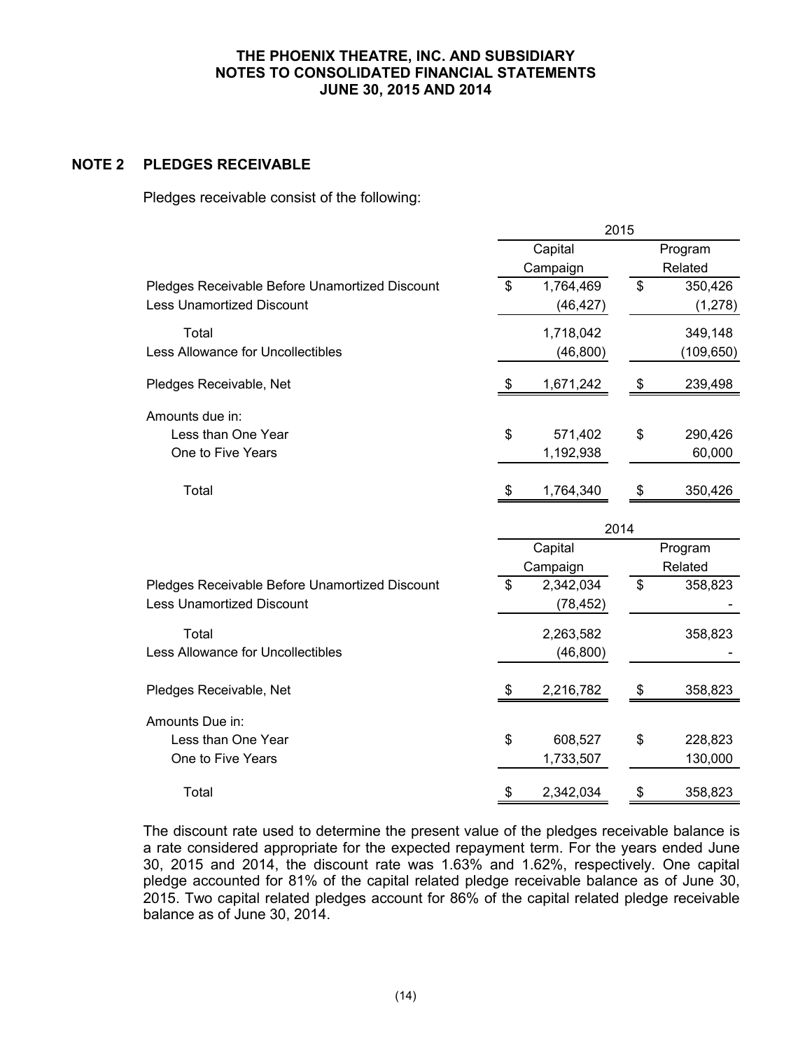## NOTE 2 PLEDGES RECEIVABLE

Pledges receivable consist of the following:

| | 2015 | |
|---|---|---|
| | Capital Campaign | Program Related |
| Pledges Receivable Before Unamortized Discount | $ 1,764,469 | $ 350,426 |
| Less Unamortized Discount | (46,427) | (1,278) |
| Total | 1,718,042 | 349,148 |
| Less Allowance for Uncollectibles | (46,800) | (109,650) |
| Pledges Receivable, Net | $ 1,671,242 | $ 239,498 |
| Amounts due in: | | |
| Less than One Year | $ 571,402 | $ 290,426 |
| One to Five Years | 1,192,938 | 60,000 |
| Total | $ 1,764,340 | $ 350,426 |

| | 2014 | |
|---|---|---|
| | Capital Campaign | Program Related |
| Pledges Receivable Before Unamortized Discount | $ 2,342,034 | $ 358,823 |
| Less Unamortized Discount | (78,452) | - |
| Total | 2,263,582 | 358,823 |
| Less Allowance for Uncollectibles | (46,800) | - |
| Pledges Receivable, Net | $ 2,216,782 | $ 358,823 |
| Amounts Due in: | | |
| Less than One Year | $ 608,527 | $ 228,823 |
| One to Five Years | 1,733,507 | 130,000 |
| Total | $ 2,342,034 | $ 358,823 |

The discount rate used to determine the present value of the pledges receivable balance is a rate considered appropriate for the expected repayment term. For the years ended June 30, 2015 and 2014, the discount rate was 1.63% and 1.62%, respectively. One capital pledge accounted for 81% of the capital related pledge receivable balance as of June 30, 2015. Two capital related pledges account for 86% of the capital related pledge receivable balance as of June 30, 2014.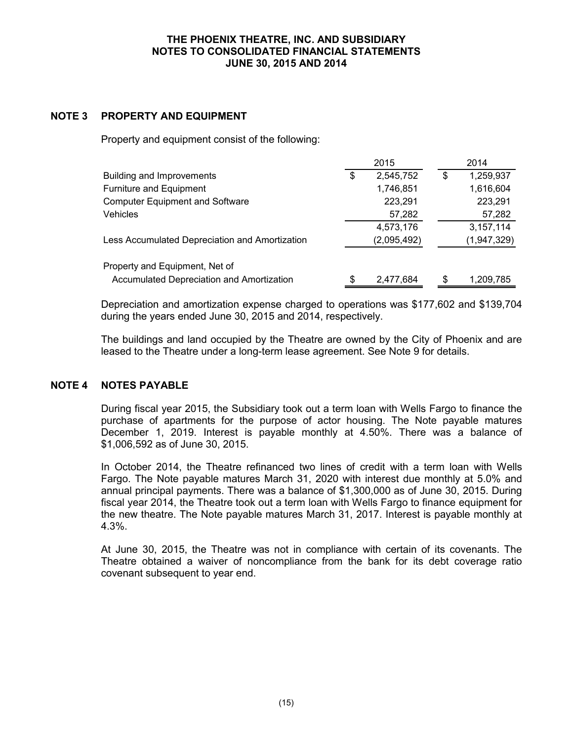# THE PHOENIX THEATRE, INC. AND SUBSIDIARY
# NOTES TO CONSOLIDATED FINANCIAL STATEMENTS
# JUNE 30, 2015 AND 2014

## NOTE 3 PROPERTY AND EQUIPMENT

Property and equipment consist of the following:

| | 2015 | 2014 |
|---|---|---|
| Building and Improvements | $ 2,545,752 | $ 1,259,937 |
| Furniture and Equipment | 1,746,851 | 1,616,604 |
| Computer Equipment and Software | 223,291 | 223,291 |
| Vehicles | 57,282 | 57,282 |
| | 4,573,176 | 3,157,114 |
| Less Accumulated Depreciation and Amortization | (2,095,492) | (1,947,329) |
| Property and Equipment, Net of Accumulated Depreciation and Amortization | $ 2,477,684 | $ 1,209,785 |

Depreciation and amortization expense charged to operations was $177,602 and $139,704 during the years ended June 30, 2015 and 2014, respectively.

The buildings and land occupied by the Theatre are owned by the City of Phoenix and are leased to the Theatre under a long-term lease agreement. See Note 9 for details.

## NOTE 4 NOTES PAYABLE

During fiscal year 2015, the Subsidiary took out a term loan with Wells Fargo to finance the purchase of apartments for the purpose of actor housing. The Note payable matures December 1, 2019. Interest is payable monthly at 4.50%. There was a balance of $1,006,592 as of June 30, 2015.

In October 2014, the Theatre refinanced two lines of credit with a term loan with Wells Fargo. The Note payable matures March 31, 2020 with interest due monthly at 5.0% and annual principal payments. There was a balance of $1,300,000 as of June 30, 2015. During fiscal year 2014, the Theatre took out a term loan with Wells Fargo to finance equipment for the new theatre. The Note payable matures March 31, 2017. Interest is payable monthly at 4.3%.

At June 30, 2015, the Theatre was not in compliance with certain of its covenants. The Theatre obtained a waiver of noncompliance from the bank for its debt coverage ratio covenant subsequent to year end.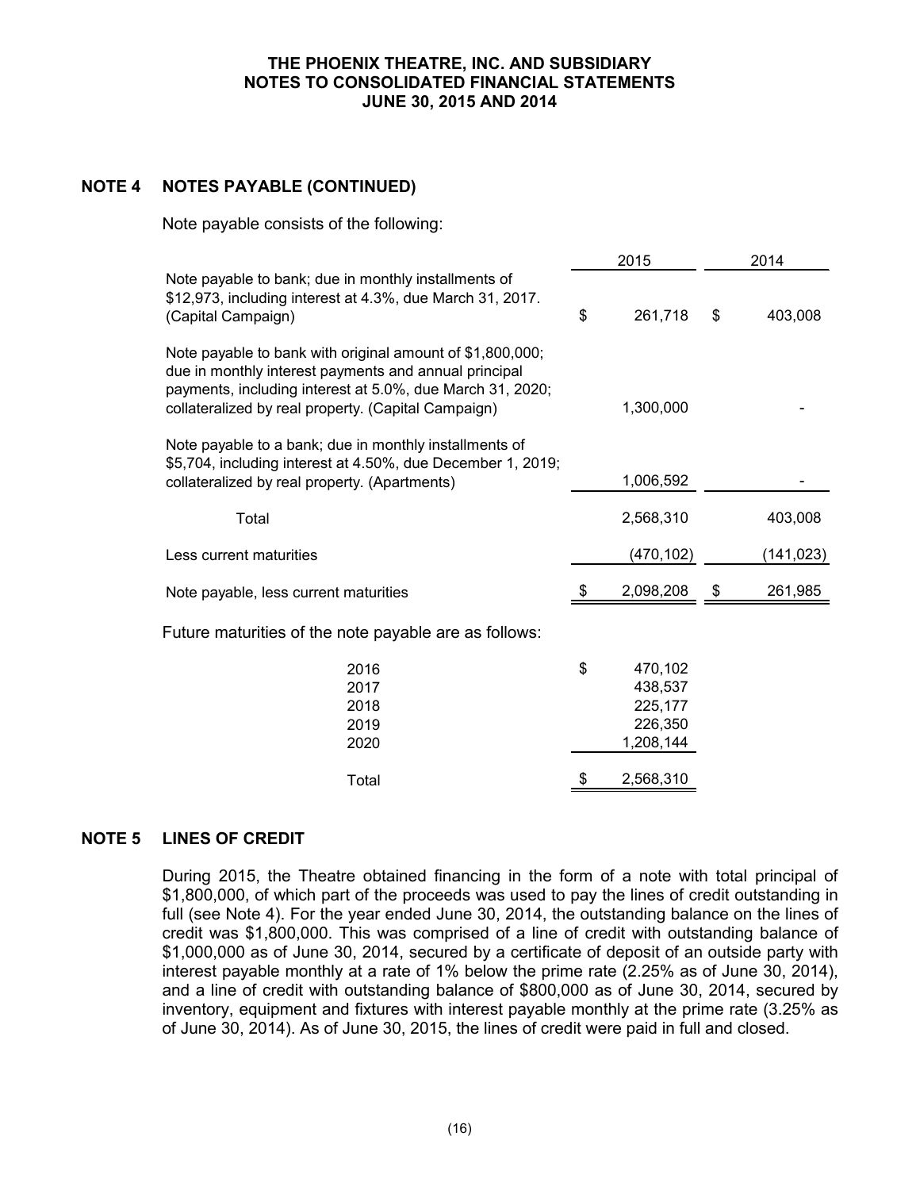## NOTE 4 NOTES PAYABLE (CONTINUED)

Note payable consists of the following:

| | 2015 | 2014 |
|---|---|---|
| Note payable to bank; due in monthly installments of $12,973, including interest at 4.3%, due March 31, 2017. (Capital Campaign) | $ 261,718 | $ 403,008 |
| Note payable to bank with original amount of $1,800,000; due in monthly interest payments and annual principal payments, including interest at 5.0%, due March 31, 2020; collateralized by real property. (Capital Campaign) | 1,300,000 | - |
| Note payable to a bank; due in monthly installments of $5,704, including interest at 4.50%, due December 1, 2019; collateralized by real property. (Apartments) | 1,006,592 | - |
| Total | 2,568,310 | 403,008 |
| Less current maturities | (470,102) | (141,023) |
| Note payable, less current maturities | $ 2,098,208 | $ 261,985 |

Future maturities of the note payable are as follows:

| | |
|---|---|
| 2016 | $ 470,102 |
| 2017 | 438,537 |
| 2018 | 225,177 |
| 2019 | 226,350 |
| 2020 | 1,208,144 |
| Total | $ 2,568,310 |

## NOTE 5 LINES OF CREDIT

During 2015, the Theatre obtained financing in the form of a note with total principal of $1,800,000, of which part of the proceeds was used to pay the lines of credit outstanding in full (see Note 4). For the year ended June 30, 2014, the outstanding balance on the lines of credit was $1,800,000. This was comprised of a line of credit with outstanding balance of $1,000,000 as of June 30, 2014, secured by a certificate of deposit of an outside party with interest payable monthly at a rate of 1% below the prime rate (2.25% as of June 30, 2014), and a line of credit with outstanding balance of $800,000 as of June 30, 2014, secured by inventory, equipment and fixtures with interest payable monthly at the prime rate (3.25% as of June 30, 2014). As of June 30, 2015, the lines of credit were paid in full and closed.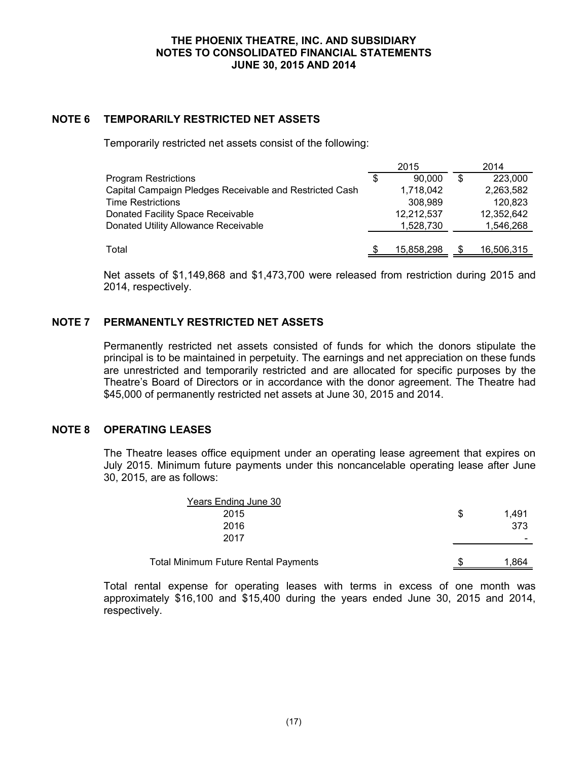## NOTE 6 TEMPORARILY RESTRICTED NET ASSETS

Temporarily restricted net assets consist of the following:

| | 2015 | 2014 |
|---|---|---|
| Program Restrictions | $ 90,000 | $ 223,000 |
| Capital Campaign Pledges Receivable and Restricted Cash | 1,718,042 | 2,263,582 |
| Time Restrictions | 308,989 | 120,823 |
| Donated Facility Space Receivable | 12,212,537 | 12,352,642 |
| Donated Utility Allowance Receivable | 1,528,730 | 1,546,268 |
| Total | $ 15,858,298 | $ 16,506,315 |

Net assets of $1,149,868 and $1,473,700 were released from restriction during 2015 and 2014, respectively.

## NOTE 7 PERMANENTLY RESTRICTED NET ASSETS

Permanently restricted net assets consisted of funds for which the donors stipulate the principal is to be maintained in perpetuity. The earnings and net appreciation on these funds are unrestricted and temporarily restricted and are allocated for specific purposes by the Theatre's Board of Directors or in accordance with the donor agreement. The Theatre had $45,000 of permanently restricted net assets at June 30, 2015 and 2014.

## NOTE 8 OPERATING LEASES

The Theatre leases office equipment under an operating lease agreement that expires on July 2015. Minimum future payments under this noncancelable operating lease after June 30, 2015, are as follows:

| Years Ending June 30 | |
|---|---|
| 2015 | $ 1,491 |
| 2016 | 373 |
| 2017 | - |
| Total Minimum Future Rental Payments | $ 1,864 |

Total rental expense for operating leases with terms in excess of one month was approximately $16,100 and $15,400 during the years ended June 30, 2015 and 2014, respectively.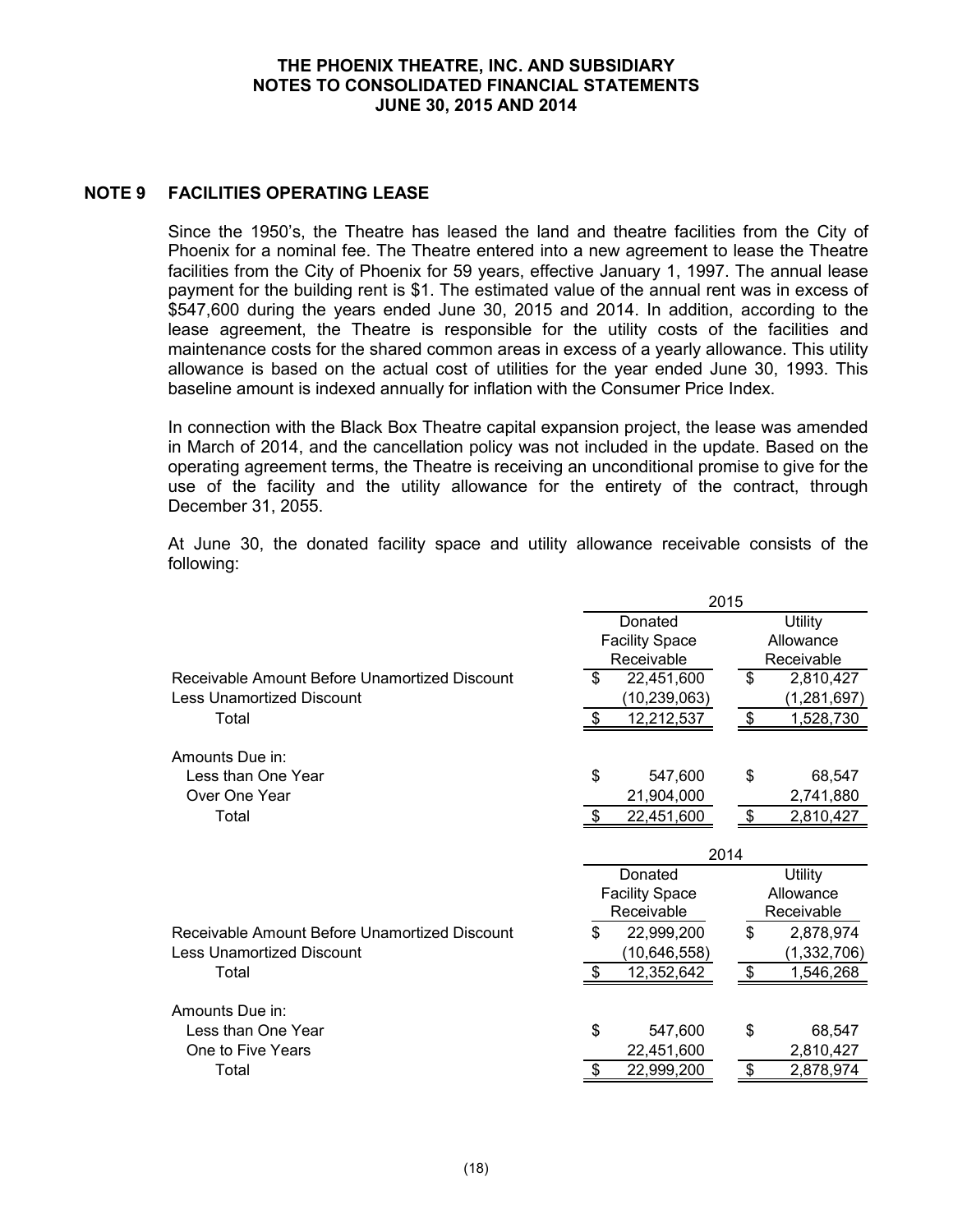## NOTE 9 FACILITIES OPERATING LEASE

Since the 1950's, the Theatre has leased the land and theatre facilities from the City of Phoenix for a nominal fee. The Theatre entered into a new agreement to lease the Theatre facilities from the City of Phoenix for 59 years, effective January 1, 1997. The annual lease payment for the building rent is $1. The estimated value of the annual rent was in excess of $547,600 during the years ended June 30, 2015 and 2014. In addition, according to the lease agreement, the Theatre is responsible for the utility costs of the facilities and maintenance costs for the shared common areas in excess of a yearly allowance. This utility allowance is based on the actual cost of utilities for the year ended June 30, 1993. This baseline amount is indexed annually for inflation with the Consumer Price Index.

In connection with the Black Box Theatre capital expansion project, the lease was amended in March of 2014, and the cancellation policy was not included in the update. Based on the operating agreement terms, the Theatre is receiving an unconditional promise to give for the use of the facility and the utility allowance for the entirety of the contract, through December 31, 2055.

At June 30, the donated facility space and utility allowance receivable consists of the following:

| | 2015 | |
|---|---|---|
| | Donated Facility Space Receivable | Utility Allowance Receivable |
| Receivable Amount Before Unamortized Discount | $ 22,451,600 | $ 2,810,427 |
| Less Unamortized Discount | (10,239,063) | (1,281,697) |
| Total | $ 12,212,537 | $ 1,528,730 |
| Amounts Due in: | | |
| Less than One Year | $ 547,600 | $ 68,547 |
| Over One Year | 21,904,000 | 2,741,880 |
| Total | $ 22,451,600 | $ 2,810,427 |

| | 2014 | |
|---|---|---|
| | Donated Facility Space Receivable | Utility Allowance Receivable |
| Receivable Amount Before Unamortized Discount | $ 22,999,200 | $ 2,878,974 |
| Less Unamortized Discount | (10,646,558) | (1,332,706) |
| Total | $ 12,352,642 | $ 1,546,268 |
| Amounts Due in: | | |
| Less than One Year | $ 547,600 | $ 68,547 |
| One to Five Years | 22,451,600 | 2,810,427 |
| Total | $ 22,999,200 | $ 2,878,974 |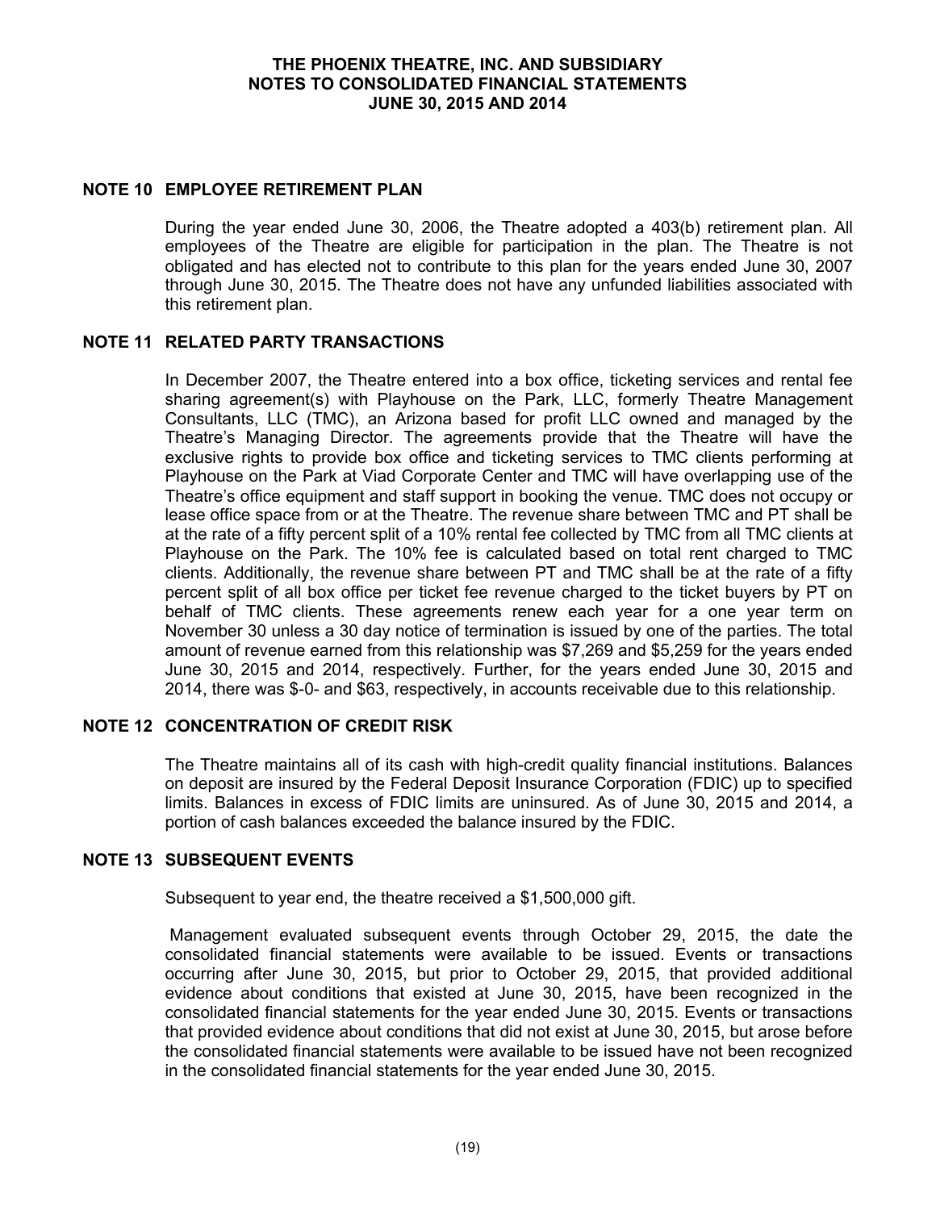# THE PHOENIX THEATRE, INC. AND SUBSIDIARY
# NOTES TO CONSOLIDATED FINANCIAL STATEMENTS
# JUNE 30, 2015 AND 2014

## NOTE 10 EMPLOYEE RETIREMENT PLAN

During the year ended June 30, 2006, the Theatre adopted a 403(b) retirement plan. All employees of the Theatre are eligible for participation in the plan. The Theatre is not obligated and has elected not to contribute to this plan for the years ended June 30, 2007 through June 30, 2015. The Theatre does not have any unfunded liabilities associated with this retirement plan.

## NOTE 11 RELATED PARTY TRANSACTIONS

In December 2007, the Theatre entered into a box office, ticketing services and rental fee sharing agreement(s) with Playhouse on the Park, LLC, formerly Theatre Management Consultants, LLC (TMC), an Arizona based for profit LLC owned and managed by the Theatre's Managing Director. The agreements provide that the Theatre will have the exclusive rights to provide box office and ticketing services to TMC clients performing at Playhouse on the Park at Viad Corporate Center and TMC will have overlapping use of the Theatre's office equipment and staff support in booking the venue. TMC does not occupy or lease office space from or at the Theatre. The revenue share between TMC and PT shall be at the rate of a fifty percent split of a 10% rental fee collected by TMC from all TMC clients at Playhouse on the Park. The 10% fee is calculated based on total rent charged to TMC clients. Additionally, the revenue share between PT and TMC shall be at the rate of a fifty percent split of all box office per ticket fee revenue charged to the ticket buyers by PT on behalf of TMC clients. These agreements renew each year for a one year term on November 30 unless a 30 day notice of termination is issued by one of the parties. The total amount of revenue earned from this relationship was $7,269 and $5,259 for the years ended June 30, 2015 and 2014, respectively. Further, for the years ended June 30, 2015 and 2014, there was $-0- and $63, respectively, in accounts receivable due to this relationship.

## NOTE 12 CONCENTRATION OF CREDIT RISK

The Theatre maintains all of its cash with high-credit quality financial institutions. Balances on deposit are insured by the Federal Deposit Insurance Corporation (FDIC) up to specified limits. Balances in excess of FDIC limits are uninsured. As of June 30, 2015 and 2014, a portion of cash balances exceeded the balance insured by the FDIC.

## NOTE 13 SUBSEQUENT EVENTS

Subsequent to year end, the theatre received a $1,500,000 gift.

Management evaluated subsequent events through October 29, 2015, the date the consolidated financial statements were available to be issued. Events or transactions occurring after June 30, 2015, but prior to October 29, 2015, that provided additional evidence about conditions that existed at June 30, 2015, have been recognized in the consolidated financial statements for the year ended June 30, 2015. Events or transactions that provided evidence about conditions that did not exist at June 30, 2015, but arose before the consolidated financial statements were available to be issued have not been recognized in the consolidated financial statements for the year ended June 30, 2015.